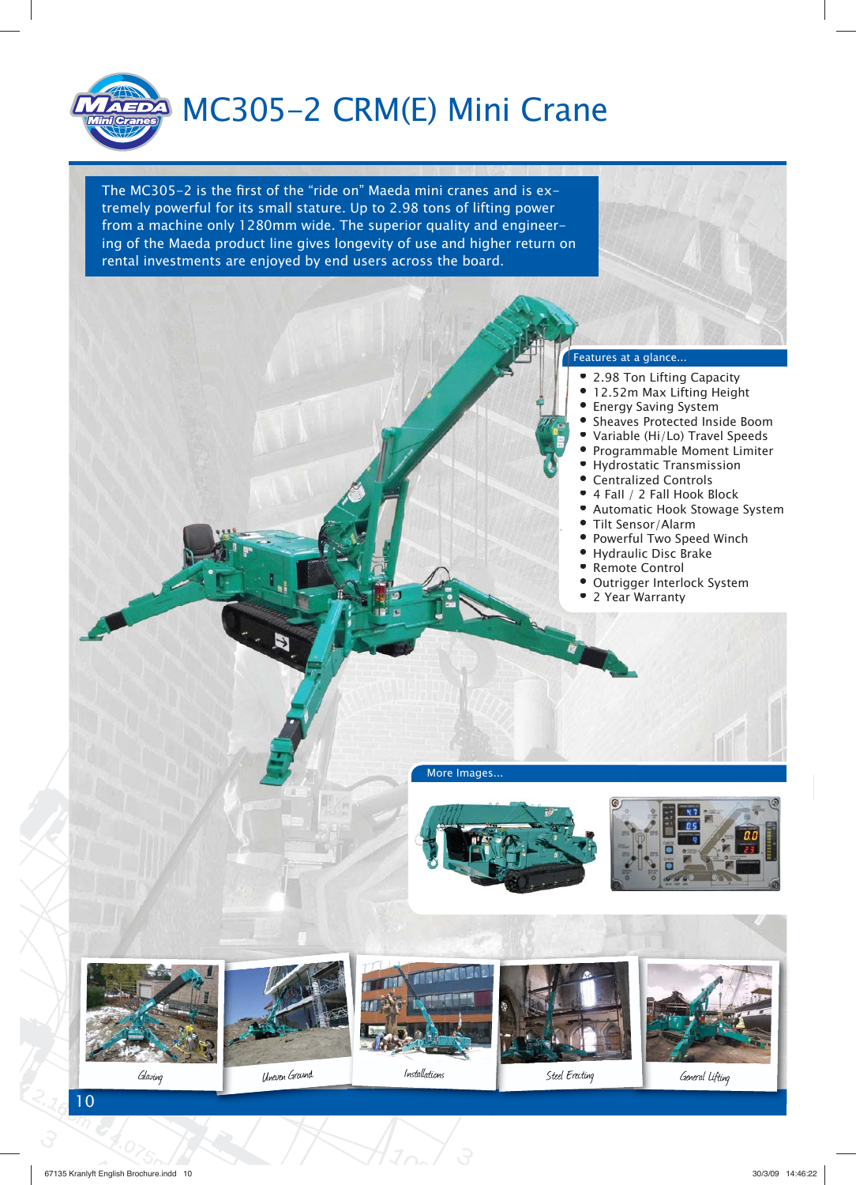# MC305-2 CRM(E) Mini Crane

The MC305-2 is the first of the "ride on" Maeda mini cranes and is extremely powerful for its small stature. Up to 2.98 tons of lifting power from a machine only 1280mm wide. The superior quality and engineering of the Maeda product line gives longevity of use and higher return on rental investments are enjoyed by end users across the board.

## Features at a glance...

- 2.98 Ton Lifting Capacity
- 12.52m Max Lifting Height
- Energy Saving System
- Sheaves Protected Inside Boom
- Variable (Hi/Lo) Travel Speeds
- Programmable Moment Limiter
- Hydrostatic Transmission
- Centralized Controls
- 4 Fall / 2 Fall Hook Block
- Automatic Hook Stowage System
- Tilt Sensor/Alarm
- Powerful Two Speed Winch
- Hydraulic Disc Brake
- Remote Control
- Outrigger Interlock System
- 2 Year Warranty

## More Images...

Glazing

Uneven Ground

Installations

Steel Erecting

General Lifting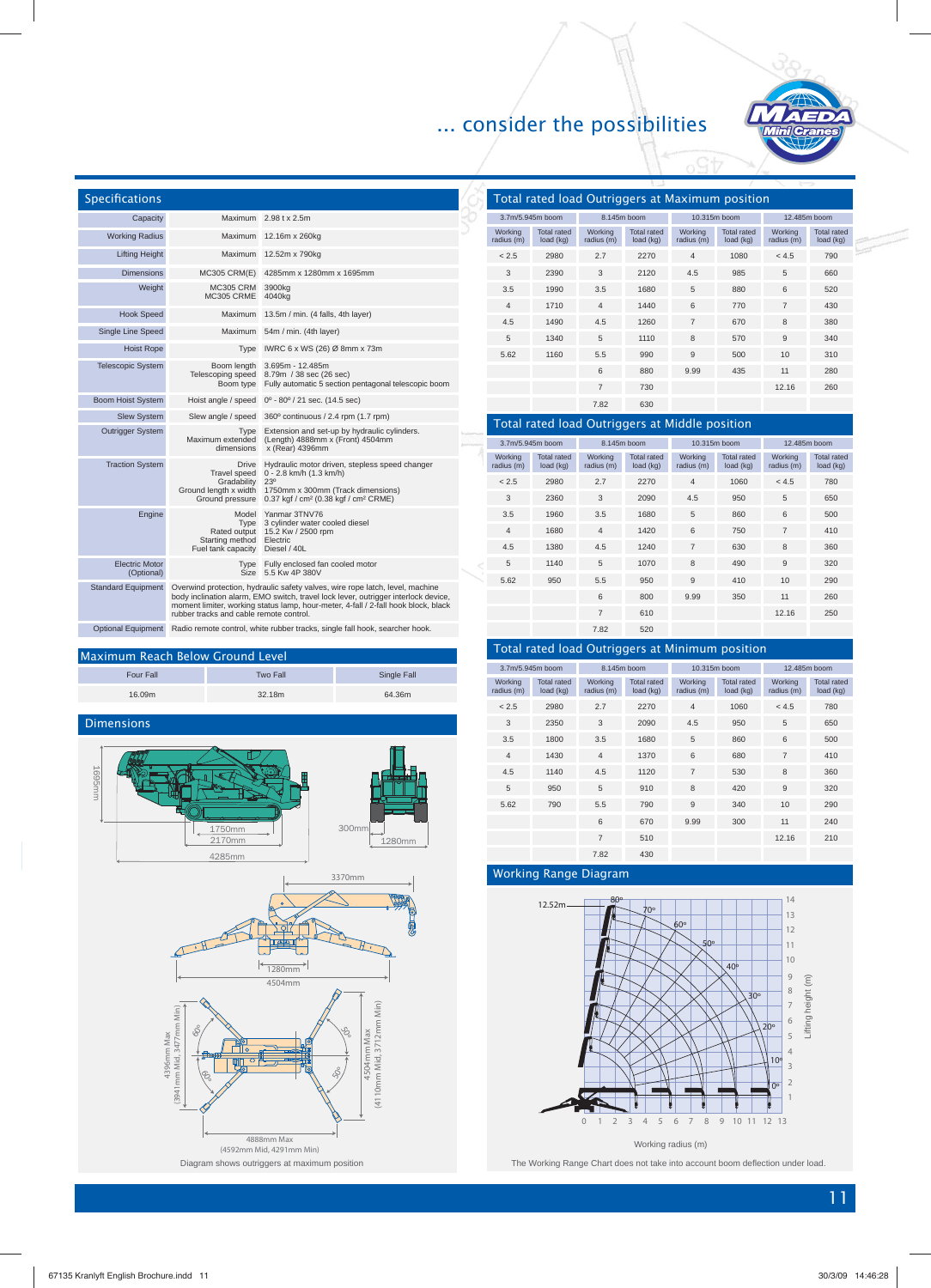... consider the possibilities

MAEDA Mini Cranes

## Specifications

| | | |
|---|---|---|
| Capacity | Maximum | 2.98 t x 2.5m |
| Working Radius | Maximum | 12.16m x 260kg |
| Lifting Height | Maximum | 12.52m x 790kg |
| Dimensions | MC305 CRM(E) | 4285mm x 1280mm x 1695mm |
| Weight | MC305 CRM<br>MC305 CRME | 3900kg<br>4040kg |
| Hook Speed | Maximum | 13.5m / min. (4 falls, 4th layer) |
| Single Line Speed | Maximum | 54m / min. (4th layer) |
| Hoist Rope | Type | IWRC 6 x WS (26) Ø 8mm x 73m |
| Telescopic System | Boom length<br>Telescoping speed<br>Boom type | 3.695m - 12.485m<br>8.79m / 38 sec (26 sec)<br>Fully automatic 5 section pentagonal telescopic boom |
| Boom Hoist System | Hoist angle / speed | 0º - 80º / 21 sec. (14.5 sec) |
| Slew System | Slew angle / speed | 360º continuous / 2.4 rpm (1.7 rpm) |
| Outrigger System | Type<br>Maximum extended dimensions | Extension and set-up by hydraulic cylinders.<br>(Length) 4888mm x (Front) 4504mm<br>x (Rear) 4396mm |
| Traction System | Drive<br>Travel speed<br>Gradability<br>Ground length x width<br>Ground pressure | Hydraulic motor driven, stepless speed changer<br>0 - 2.8 km/h (1.3 km/h)<br>23º<br>1750mm x 300mm (Track dimensions)<br>0.37 kgf / cm² (0.38 kgf / cm² CRME) |
| Engine | Model<br>Type<br>Rated output<br>Starting method<br>Fuel tank capacity | Yanmar 3TNV76<br>3 cylinder water cooled diesel<br>15.2 Kw / 2500 rpm<br>Electric<br>Diesel / 40L |
| Electric Motor (Optional) | Type<br>Size | Fully enclosed fan cooled motor<br>5.5 Kw 4P 380V |
| Standard Equipment | | Overwind protection, hydraulic safety valves, wire rope latch, level, machine body inclination alarm, EMO switch, travel lock lever, outrigger interlock device, moment limiter, working status lamp, hour-meter, 4-fall / 2-fall hook block, black rubber tracks and cable remote control. |
| Optional Equipment | | Radio remote control, white rubber tracks, single fall hook, searcher hook. |

## Maximum Reach Below Ground Level

| Four Fall | Two Fall | Single Fall |
|---|---|---|
| 16.09m | 32.18m | 64.36m |

## Dimensions

1695mm
1750mm
2170mm
4285mm
300mm
1280mm
3370mm
1280mm
4504mm
4396mm Max (3941mm Mid, 3477mm Min)
4504mm Max (4110mm Mid, 3712mm Min)
60º
60º
50º
50º
4888mm Max
(4592mm Mid, 4291mm Min)

Diagram shows outriggers at maximum position

## Total rated load Outriggers at Maximum position

| 3.7m/5.945m boom | | 8.145m boom | | 10.315m boom | | 12.485m boom | |
|---|---|---|---|---|---|---|---|
| Working radius (m) | Total rated load (kg) | Working radius (m) | Total rated load (kg) | Working radius (m) | Total rated load (kg) | Working radius (m) | Total rated load (kg) |
| < 2.5 | 2980 | 2.7 | 2270 | 4 | 1080 | < 4.5 | 790 |
| 3 | 2390 | 3 | 2120 | 4.5 | 985 | 5 | 660 |
| 3.5 | 1990 | 3.5 | 1680 | 5 | 880 | 6 | 520 |
| 4 | 1710 | 4 | 1440 | 6 | 770 | 7 | 430 |
| 4.5 | 1490 | 4.5 | 1260 | 7 | 670 | 8 | 380 |
| 5 | 1340 | 5 | 1110 | 8 | 570 | 9 | 340 |
| 5.62 | 1160 | 5.5 | 990 | 9 | 500 | 10 | 310 |
| | | 6 | 880 | 9.99 | 435 | 11 | 280 |
| | | 7 | 730 | | | 12.16 | 260 |
| | | 7.82 | 630 | | | | |

## Total rated load Outriggers at Middle position

| 3.7m/5.945m boom | | 8.145m boom | | 10.315m boom | | 12.485m boom | |
|---|---|---|---|---|---|---|---|
| Working radius (m) | Total rated load (kg) | Working radius (m) | Total rated load (kg) | Working radius (m) | Total rated load (kg) | Working radius (m) | Total rated load (kg) |
| < 2.5 | 2980 | 2.7 | 2270 | 4 | 1060 | < 4.5 | 780 |
| 3 | 2360 | 3 | 2090 | 4.5 | 950 | 5 | 650 |
| 3.5 | 1960 | 3.5 | 1680 | 5 | 860 | 6 | 500 |
| 4 | 1680 | 4 | 1420 | 6 | 750 | 7 | 410 |
| 4.5 | 1380 | 4.5 | 1240 | 7 | 630 | 8 | 360 |
| 5 | 1140 | 5 | 1070 | 8 | 490 | 9 | 320 |
| 5.62 | 950 | 5.5 | 950 | 9 | 410 | 10 | 290 |
| | | 6 | 800 | 9.99 | 350 | 11 | 260 |
| | | 7 | 610 | | | 12.16 | 250 |
| | | 7.82 | 520 | | | | |

## Total rated load Outriggers at Minimum position

| 3.7m/5.945m boom | | 8.145m boom | | 10.315m boom | | 12.485m boom | |
|---|---|---|---|---|---|---|---|
| Working radius (m) | Total rated load (kg) | Working radius (m) | Total rated load (kg) | Working radius (m) | Total rated load (kg) | Working radius (m) | Total rated load (kg) |
| < 2.5 | 2980 | 2.7 | 2270 | 4 | 1060 | < 4.5 | 780 |
| 3 | 2350 | 3 | 2090 | 4.5 | 950 | 5 | 650 |
| 3.5 | 1800 | 3.5 | 1680 | 5 | 860 | 6 | 500 |
| 4 | 1430 | 4 | 1370 | 6 | 680 | 7 | 410 |
| 4.5 | 1140 | 4.5 | 1120 | 7 | 530 | 8 | 360 |
| 5 | 950 | 5 | 910 | 8 | 420 | 9 | 320 |
| 5.62 | 790 | 5.5 | 790 | 9 | 340 | 10 | 290 |
| | | 6 | 670 | 9.99 | 300 | 11 | 240 |
| | | 7 | 510 | | | 12.16 | 210 |
| | | 7.82 | 430 | | | | |

## Working Range Diagram

12.52m
80º
70º
60º
50º
40º
30º
20º
10º
0º
Lifting height (m)
14 13 12 11 10 9 8 7 6 5 4 3 2 1
0 1 2 3 4 5 6 7 8 9 10 11 12 13
Working radius (m)

The Working Range Chart does not take into account boom deflection under load.